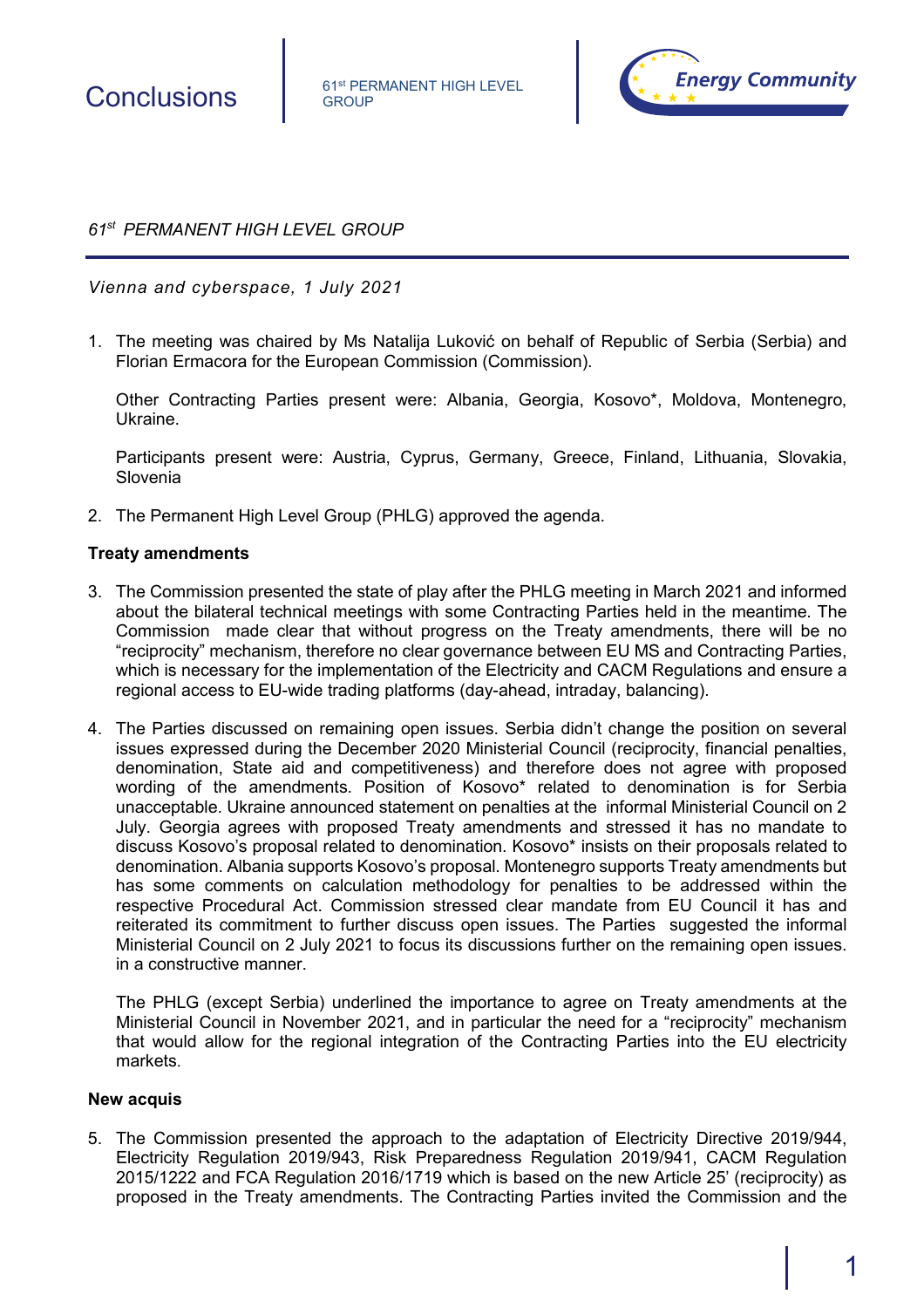# Conclusions

61st PERMANENT HIGH LEVEL GROUP

*61st PERMANENT HIGH LEVEL GROUP*

*Vienna and cyberspace, 1 July 2021*

1. The meeting was chaired by Ms Natalija Luković on behalf of Republic of Serbia (Serbia) and Florian Ermacora for the European Commission (Commission).

   Other Contracting Parties present were: Albania, Georgia, Kosovo*, Moldova, Montenegro, Ukraine.

   Participants present were: Austria, Cyprus, Germany, Greece, Finland, Lithuania, Slovakia, Slovenia

2. The Permanent High Level Group (PHLG) approved the agenda.

**Treaty amendments**

3. The Commission presented the state of play after the PHLG meeting in March 2021 and informed about the bilateral technical meetings with some Contracting Parties held in the meantime. The Commission made clear that without progress on the Treaty amendments, there will be no "reciprocity" mechanism, therefore no clear governance between EU MS and Contracting Parties, which is necessary for the implementation of the Electricity and CACM Regulations and ensure a regional access to EU-wide trading platforms (day-ahead, intraday, balancing).

4. The Parties discussed on remaining open issues. Serbia didn't change the position on several issues expressed during the December 2020 Ministerial Council (reciprocity, financial penalties, denomination, State aid and competitiveness) and therefore does not agree with proposed wording of the amendments. Position of Kosovo* related to denomination is for Serbia unacceptable. Ukraine announced statement on penalties at the informal Ministerial Council on 2 July. Georgia agrees with proposed Treaty amendments and stressed it has no mandate to discuss Kosovo's proposal related to denomination. Kosovo* insists on their proposals related to denomination. Albania supports Kosovo's proposal. Montenegro supports Treaty amendments but has some comments on calculation methodology for penalties to be addressed within the respective Procedural Act. Commission stressed clear mandate from EU Council it has and reiterated its commitment to further discuss open issues. The Parties suggested the informal Ministerial Council on 2 July 2021 to focus its discussions further on the remaining open issues. in a constructive manner.

   The PHLG (except Serbia) underlined the importance to agree on Treaty amendments at the Ministerial Council in November 2021, and in particular the need for a "reciprocity" mechanism that would allow for the regional integration of the Contracting Parties into the EU electricity markets.

**New acquis**

5. The Commission presented the approach to the adaptation of Electricity Directive 2019/944, Electricity Regulation 2019/943, Risk Preparedness Regulation 2019/941, CACM Regulation 2015/1222 and FCA Regulation 2016/1719 which is based on the new Article 25' (reciprocity) as proposed in the Treaty amendments. The Contracting Parties invited the Commission and the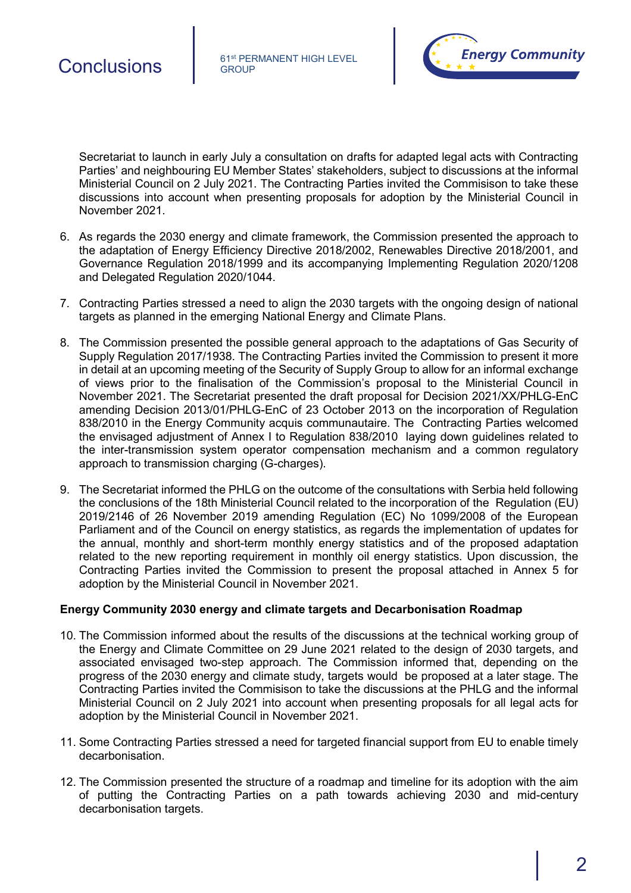Secretariat to launch in early July a consultation on drafts for adapted legal acts with Contracting Parties' and neighbouring EU Member States' stakeholders, subject to discussions at the informal Ministerial Council on 2 July 2021. The Contracting Parties invited the Commisison to take these discussions into account when presenting proposals for adoption by the Ministerial Council in November 2021.

6. As regards the 2030 energy and climate framework, the Commission presented the approach to the adaptation of Energy Efficiency Directive 2018/2002, Renewables Directive 2018/2001, and Governance Regulation 2018/1999 and its accompanying Implementing Regulation 2020/1208 and Delegated Regulation 2020/1044.

7. Contracting Parties stressed a need to align the 2030 targets with the ongoing design of national targets as planned in the emerging National Energy and Climate Plans.

8. The Commission presented the possible general approach to the adaptations of Gas Security of Supply Regulation 2017/1938. The Contracting Parties invited the Commission to present it more in detail at an upcoming meeting of the Security of Supply Group to allow for an informal exchange of views prior to the finalisation of the Commission's proposal to the Ministerial Council in November 2021. The Secretariat presented the draft proposal for Decision 2021/XX/PHLG-EnC amending Decision 2013/01/PHLG-EnC of 23 October 2013 on the incorporation of Regulation 838/2010 in the Energy Community acquis communautaire. The Contracting Parties welcomed the envisaged adjustment of Annex I to Regulation 838/2010 laying down guidelines related to the inter-transmission system operator compensation mechanism and a common regulatory approach to transmission charging (G-charges).

9. The Secretariat informed the PHLG on the outcome of the consultations with Serbia held following the conclusions of the 18th Ministerial Council related to the incorporation of the Regulation (EU) 2019/2146 of 26 November 2019 amending Regulation (EC) No 1099/2008 of the European Parliament and of the Council on energy statistics, as regards the implementation of updates for the annual, monthly and short-term monthly energy statistics and of the proposed adaptation related to the new reporting requirement in monthly oil energy statistics. Upon discussion, the Contracting Parties invited the Commission to present the proposal attached in Annex 5 for adoption by the Ministerial Council in November 2021.

**Energy Community 2030 energy and climate targets and Decarbonisation Roadmap**

10. The Commission informed about the results of the discussions at the technical working group of the Energy and Climate Committee on 29 June 2021 related to the design of 2030 targets, and associated envisaged two-step approach. The Commission informed that, depending on the progress of the 2030 energy and climate study, targets would be proposed at a later stage. The Contracting Parties invited the Commisison to take the discussions at the PHLG and the informal Ministerial Council on 2 July 2021 into account when presenting proposals for all legal acts for adoption by the Ministerial Council in November 2021.

11. Some Contracting Parties stressed a need for targeted financial support from EU to enable timely decarbonisation.

12. The Commission presented the structure of a roadmap and timeline for its adoption with the aim of putting the Contracting Parties on a path towards achieving 2030 and mid-century decarbonisation targets.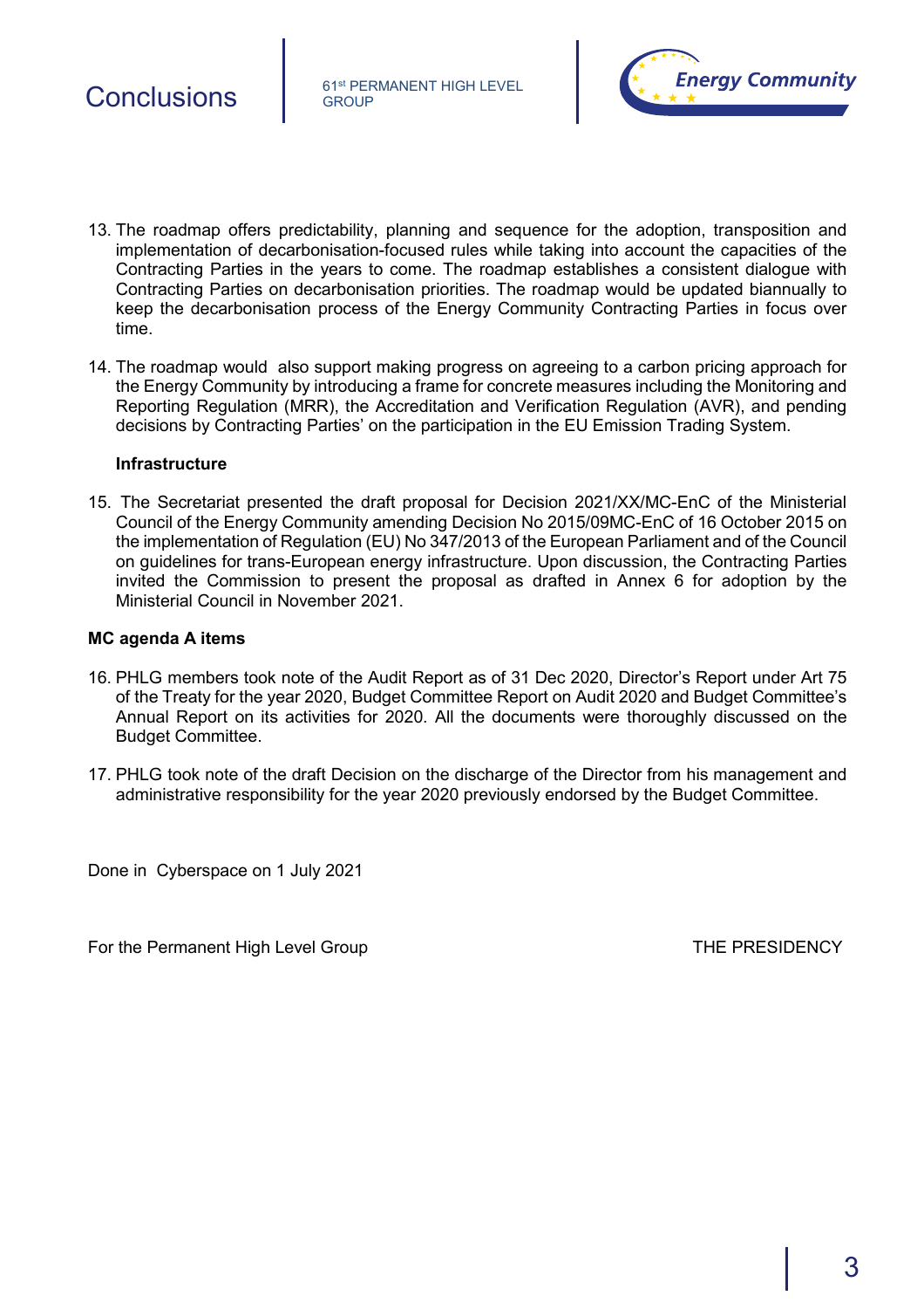13. The roadmap offers predictability, planning and sequence for the adoption, transposition and implementation of decarbonisation-focused rules while taking into account the capacities of the Contracting Parties in the years to come. The roadmap establishes a consistent dialogue with Contracting Parties on decarbonisation priorities. The roadmap would be updated biannually to keep the decarbonisation process of the Energy Community Contracting Parties in focus over time.

14. The roadmap would also support making progress on agreeing to a carbon pricing approach for the Energy Community by introducing a frame for concrete measures including the Monitoring and Reporting Regulation (MRR), the Accreditation and Verification Regulation (AVR), and pending decisions by Contracting Parties' on the participation in the EU Emission Trading System.

**Infrastructure**

15. The Secretariat presented the draft proposal for Decision 2021/XX/MC-EnC of the Ministerial Council of the Energy Community amending Decision No 2015/09MC-EnC of 16 October 2015 on the implementation of Regulation (EU) No 347/2013 of the European Parliament and of the Council on guidelines for trans-European energy infrastructure. Upon discussion, the Contracting Parties invited the Commission to present the proposal as drafted in Annex 6 for adoption by the Ministerial Council in November 2021.

**MC agenda A items**

16. PHLG members took note of the Audit Report as of 31 Dec 2020, Director's Report under Art 75 of the Treaty for the year 2020, Budget Committee Report on Audit 2020 and Budget Committee's Annual Report on its activities for 2020. All the documents were thoroughly discussed on the Budget Committee.

17. PHLG took note of the draft Decision on the discharge of the Director from his management and administrative responsibility for the year 2020 previously endorsed by the Budget Committee.

Done in Cyberspace on 1 July 2021

For the Permanent High Level Group

THE PRESIDENCY